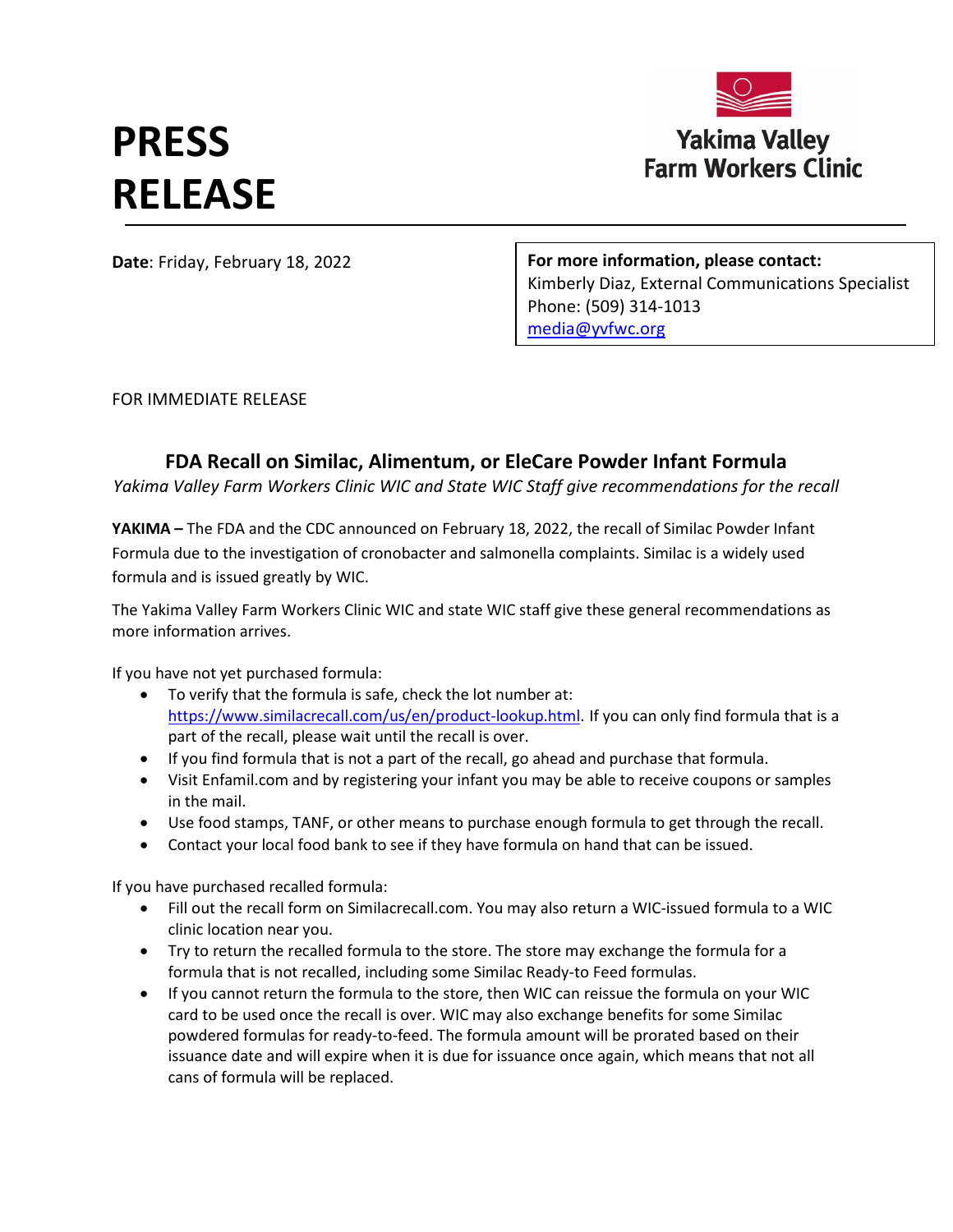# PRESS RELEASE

Yakima Valley Farm Workers Clinic

**Date**: Friday, February 18, 2022

**For more information, please contact:**
Kimberly Diaz, External Communications Specialist
Phone: (509) 314-1013
media@yvfwc.org

FOR IMMEDIATE RELEASE

## FDA Recall on Similac, Alimentum, or EleCare Powder Infant Formula

*Yakima Valley Farm Workers Clinic WIC and State WIC Staff give recommendations for the recall*

**YAKIMA –** The FDA and the CDC announced on February 18, 2022, the recall of Similac Powder Infant Formula due to the investigation of cronobacter and salmonella complaints. Similac is a widely used formula and is issued greatly by WIC.

The Yakima Valley Farm Workers Clinic WIC and state WIC staff give these general recommendations as more information arrives.

If you have not yet purchased formula:

- To verify that the formula is safe, check the lot number at: https://www.similacrecall.com/us/en/product-lookup.html. If you can only find formula that is a part of the recall, please wait until the recall is over.
- If you find formula that is not a part of the recall, go ahead and purchase that formula.
- Visit Enfamil.com and by registering your infant you may be able to receive coupons or samples in the mail.
- Use food stamps, TANF, or other means to purchase enough formula to get through the recall.
- Contact your local food bank to see if they have formula on hand that can be issued.

If you have purchased recalled formula:

- Fill out the recall form on Similacrecall.com. You may also return a WIC-issued formula to a WIC clinic location near you.
- Try to return the recalled formula to the store. The store may exchange the formula for a formula that is not recalled, including some Similac Ready-to Feed formulas.
- If you cannot return the formula to the store, then WIC can reissue the formula on your WIC card to be used once the recall is over. WIC may also exchange benefits for some Similac powdered formulas for ready-to-feed. The formula amount will be prorated based on their issuance date and will expire when it is due for issuance once again, which means that not all cans of formula will be replaced.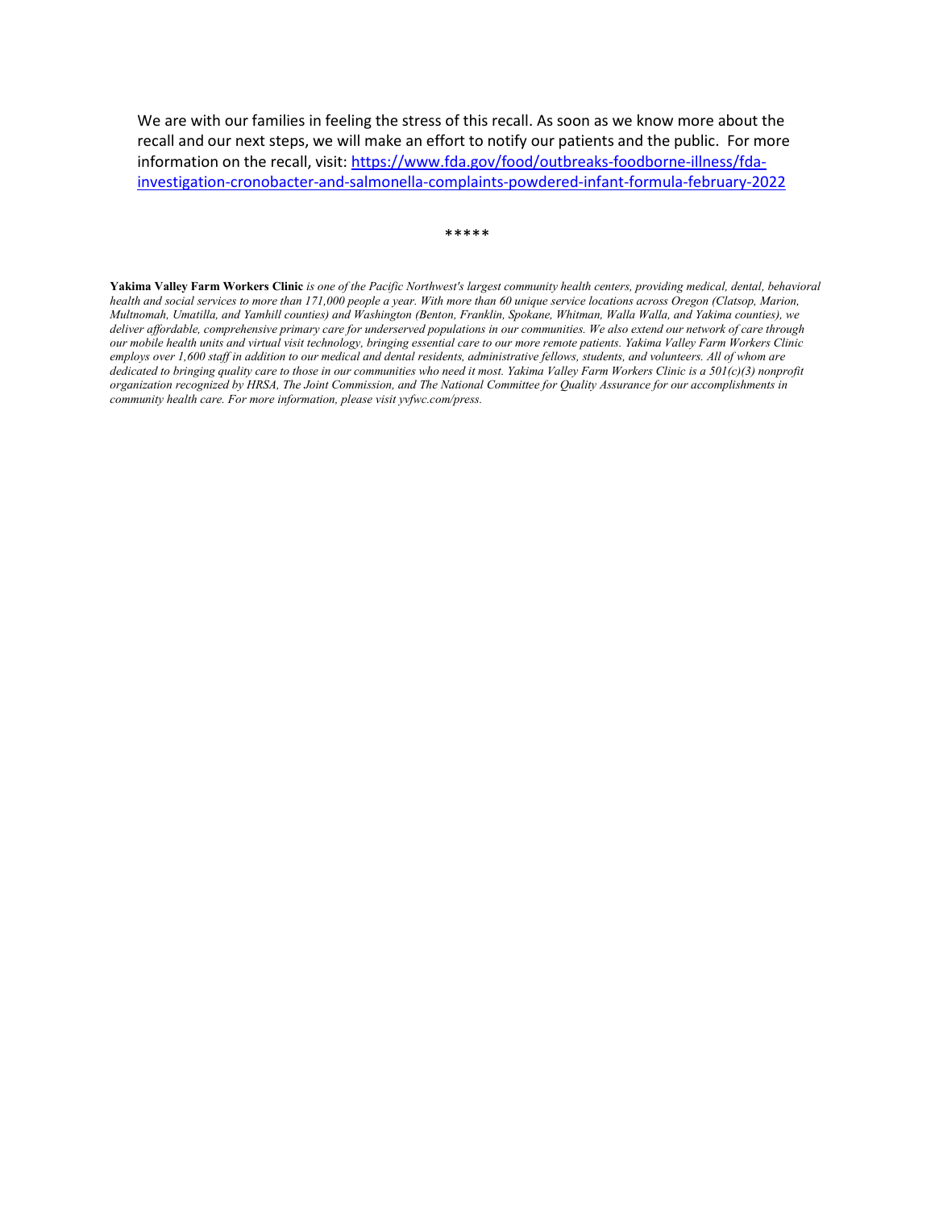We are with our families in feeling the stress of this recall. As soon as we know more about the recall and our next steps, we will make an effort to notify our patients and the public. For more information on the recall, visit: [https://www.fda.gov/food/outbreaks-foodborne-illness/fda-investigation-cronobacter-and-salmonella-complaints-powdered-infant-formula-february-2022](https://www.fda.gov/food/outbreaks-foodborne-illness/fda-investigation-cronobacter-and-salmonella-complaints-powdered-infant-formula-february-2022)

*****

**Yakima Valley Farm Workers Clinic** *is one of the Pacific Northwest's largest community health centers, providing medical, dental, behavioral health and social services to more than 171,000 people a year. With more than 60 unique service locations across Oregon (Clatsop, Marion, Multnomah, Umatilla, and Yamhill counties) and Washington (Benton, Franklin, Spokane, Whitman, Walla Walla, and Yakima counties), we deliver affordable, comprehensive primary care for underserved populations in our communities. We also extend our network of care through our mobile health units and virtual visit technology, bringing essential care to our more remote patients. Yakima Valley Farm Workers Clinic employs over 1,600 staff in addition to our medical and dental residents, administrative fellows, students, and volunteers. All of whom are dedicated to bringing quality care to those in our communities who need it most. Yakima Valley Farm Workers Clinic is a 501(c)(3) nonprofit organization recognized by HRSA, The Joint Commission, and The National Committee for Quality Assurance for our accomplishments in community health care. For more information, please visit yvfwc.com/press.*